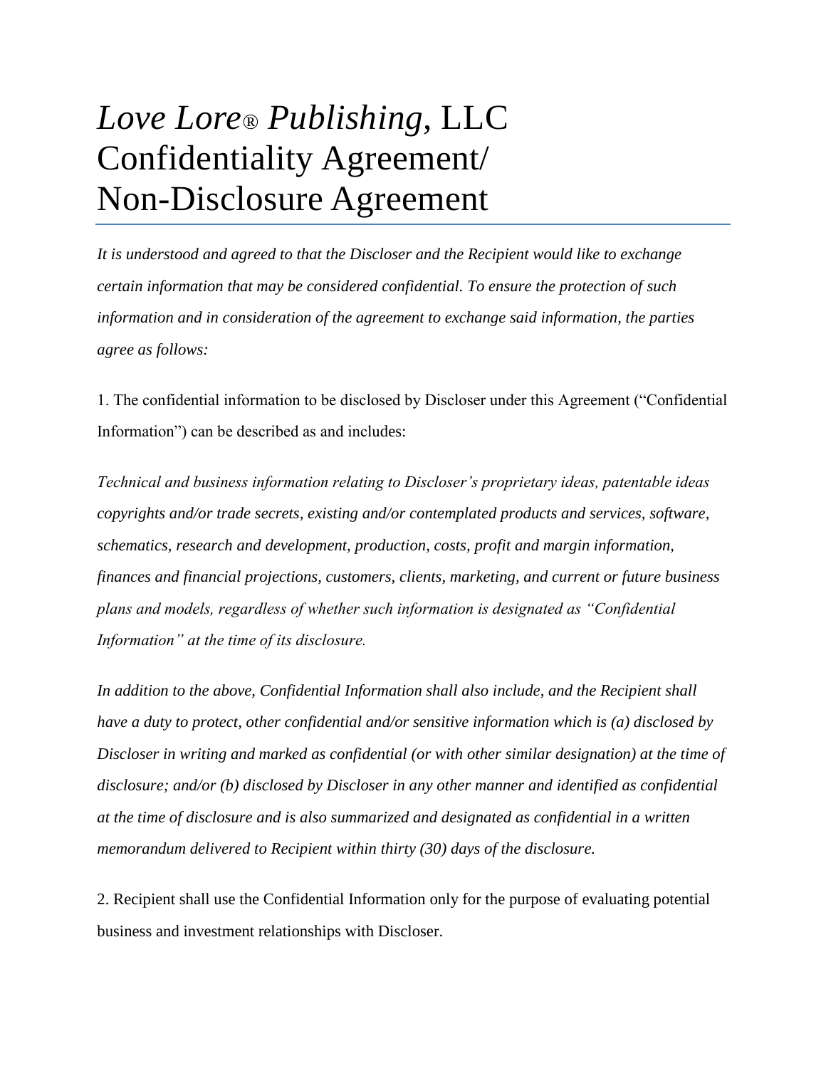# *Love Lore® Publishing*, LLC Confidentiality Agreement/ Non-Disclosure Agreement

*It is understood and agreed to that the Discloser and the Recipient would like to exchange certain information that may be considered confidential. To ensure the protection of such information and in consideration of the agreement to exchange said information, the parties agree as follows:*

1. The confidential information to be disclosed by Discloser under this Agreement ("Confidential Information") can be described as and includes:

*Technical and business information relating to Discloser's proprietary ideas, patentable ideas copyrights and/or trade secrets, existing and/or contemplated products and services, software, schematics, research and development, production, costs, profit and margin information, finances and financial projections, customers, clients, marketing, and current or future business plans and models, regardless of whether such information is designated as "Confidential Information" at the time of its disclosure.*

*In addition to the above, Confidential Information shall also include, and the Recipient shall have a duty to protect, other confidential and/or sensitive information which is (a) disclosed by Discloser in writing and marked as confidential (or with other similar designation) at the time of disclosure; and/or (b) disclosed by Discloser in any other manner and identified as confidential at the time of disclosure and is also summarized and designated as confidential in a written memorandum delivered to Recipient within thirty (30) days of the disclosure.*

2. Recipient shall use the Confidential Information only for the purpose of evaluating potential business and investment relationships with Discloser.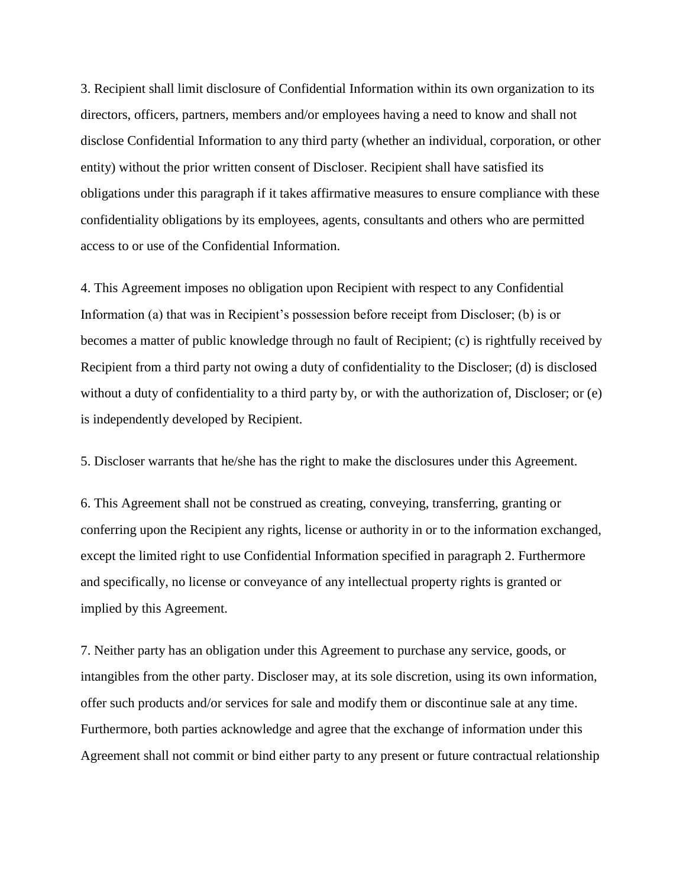3. Recipient shall limit disclosure of Confidential Information within its own organization to its directors, officers, partners, members and/or employees having a need to know and shall not disclose Confidential Information to any third party (whether an individual, corporation, or other entity) without the prior written consent of Discloser. Recipient shall have satisfied its obligations under this paragraph if it takes affirmative measures to ensure compliance with these confidentiality obligations by its employees, agents, consultants and others who are permitted access to or use of the Confidential Information.

4. This Agreement imposes no obligation upon Recipient with respect to any Confidential Information (a) that was in Recipient's possession before receipt from Discloser; (b) is or becomes a matter of public knowledge through no fault of Recipient; (c) is rightfully received by Recipient from a third party not owing a duty of confidentiality to the Discloser; (d) is disclosed without a duty of confidentiality to a third party by, or with the authorization of, Discloser; or (e) is independently developed by Recipient.

5. Discloser warrants that he/she has the right to make the disclosures under this Agreement.

6. This Agreement shall not be construed as creating, conveying, transferring, granting or conferring upon the Recipient any rights, license or authority in or to the information exchanged, except the limited right to use Confidential Information specified in paragraph 2. Furthermore and specifically, no license or conveyance of any intellectual property rights is granted or implied by this Agreement.

7. Neither party has an obligation under this Agreement to purchase any service, goods, or intangibles from the other party. Discloser may, at its sole discretion, using its own information, offer such products and/or services for sale and modify them or discontinue sale at any time. Furthermore, both parties acknowledge and agree that the exchange of information under this Agreement shall not commit or bind either party to any present or future contractual relationship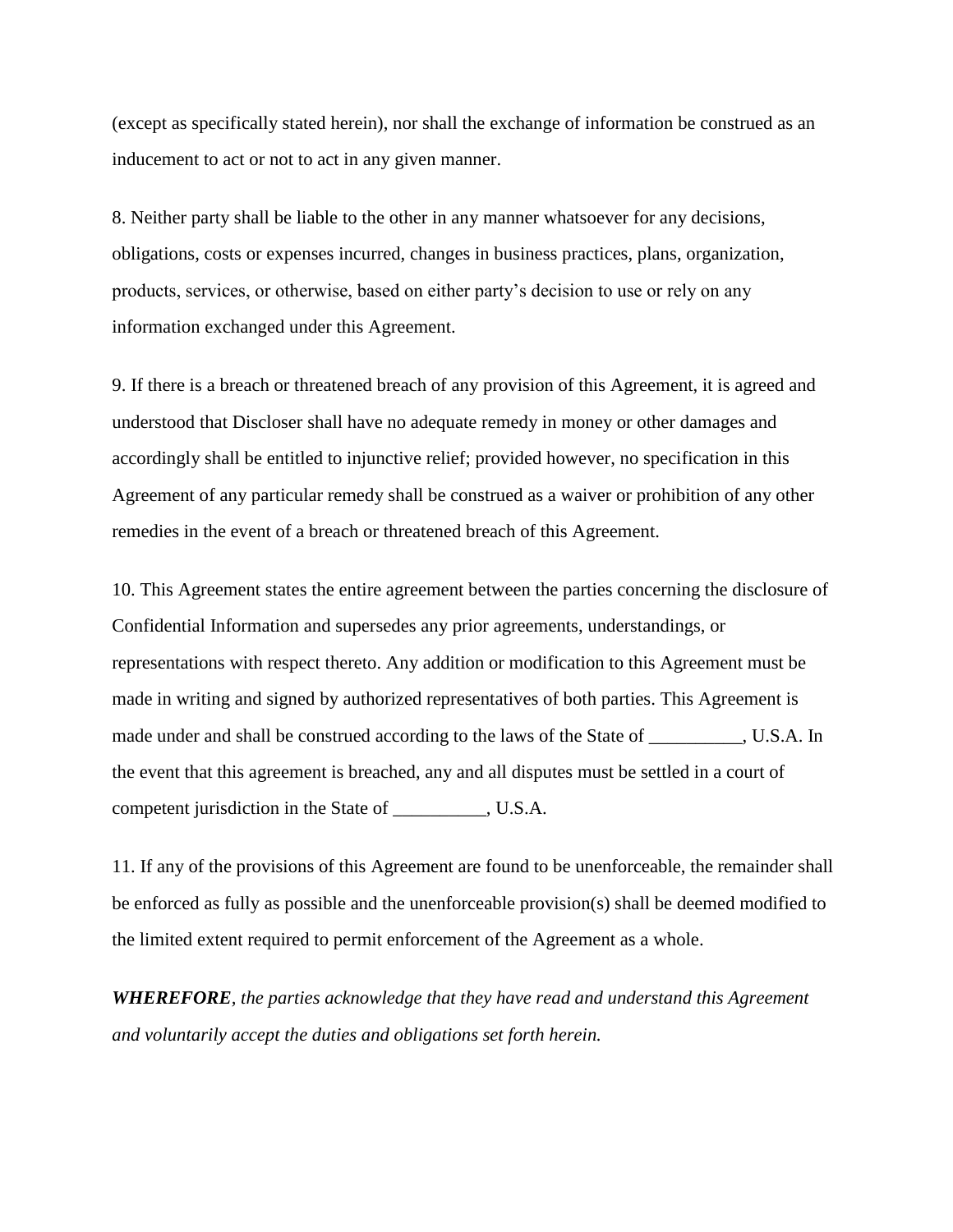(except as specifically stated herein), nor shall the exchange of information be construed as an inducement to act or not to act in any given manner.

8. Neither party shall be liable to the other in any manner whatsoever for any decisions, obligations, costs or expenses incurred, changes in business practices, plans, organization, products, services, or otherwise, based on either party's decision to use or rely on any information exchanged under this Agreement.

9. If there is a breach or threatened breach of any provision of this Agreement, it is agreed and understood that Discloser shall have no adequate remedy in money or other damages and accordingly shall be entitled to injunctive relief; provided however, no specification in this Agreement of any particular remedy shall be construed as a waiver or prohibition of any other remedies in the event of a breach or threatened breach of this Agreement.

10. This Agreement states the entire agreement between the parties concerning the disclosure of Confidential Information and supersedes any prior agreements, understandings, or representations with respect thereto. Any addition or modification to this Agreement must be made in writing and signed by authorized representatives of both parties. This Agreement is made under and shall be construed according to the laws of the State of __________, U.S.A. In the event that this agreement is breached, any and all disputes must be settled in a court of competent jurisdiction in the State of __________, U.S.A.

11. If any of the provisions of this Agreement are found to be unenforceable, the remainder shall be enforced as fully as possible and the unenforceable provision(s) shall be deemed modified to the limited extent required to permit enforcement of the Agreement as a whole.

***WHEREFORE****, the parties acknowledge that they have read and understand this Agreement and voluntarily accept the duties and obligations set forth herein.*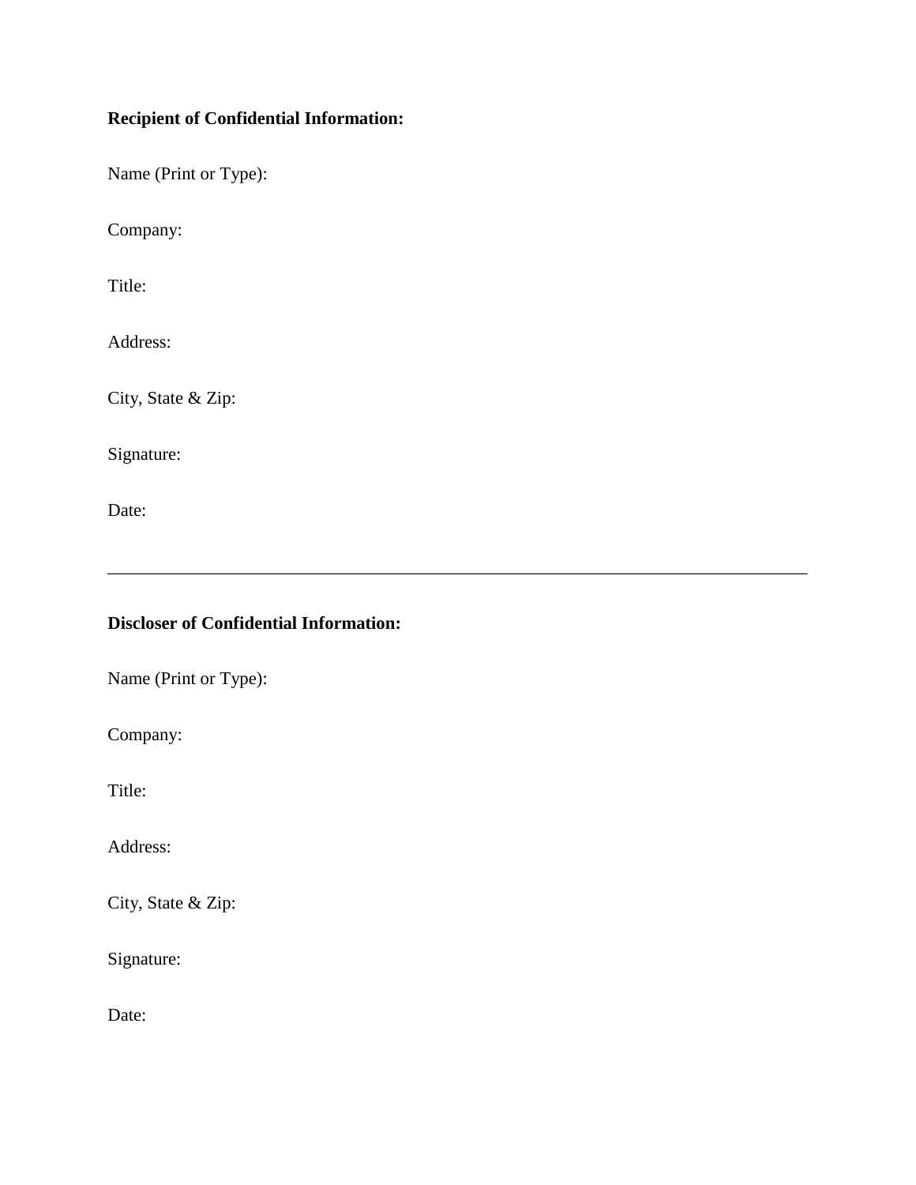**Recipient of Confidential Information:**

Name (Print or Type):

Company:

Title:

Address:

City, State & Zip:

Signature:

Date:

---

**Discloser of Confidential Information:**

Name (Print or Type):

Company:

Title:

Address:

City, State & Zip:

Signature:

Date: